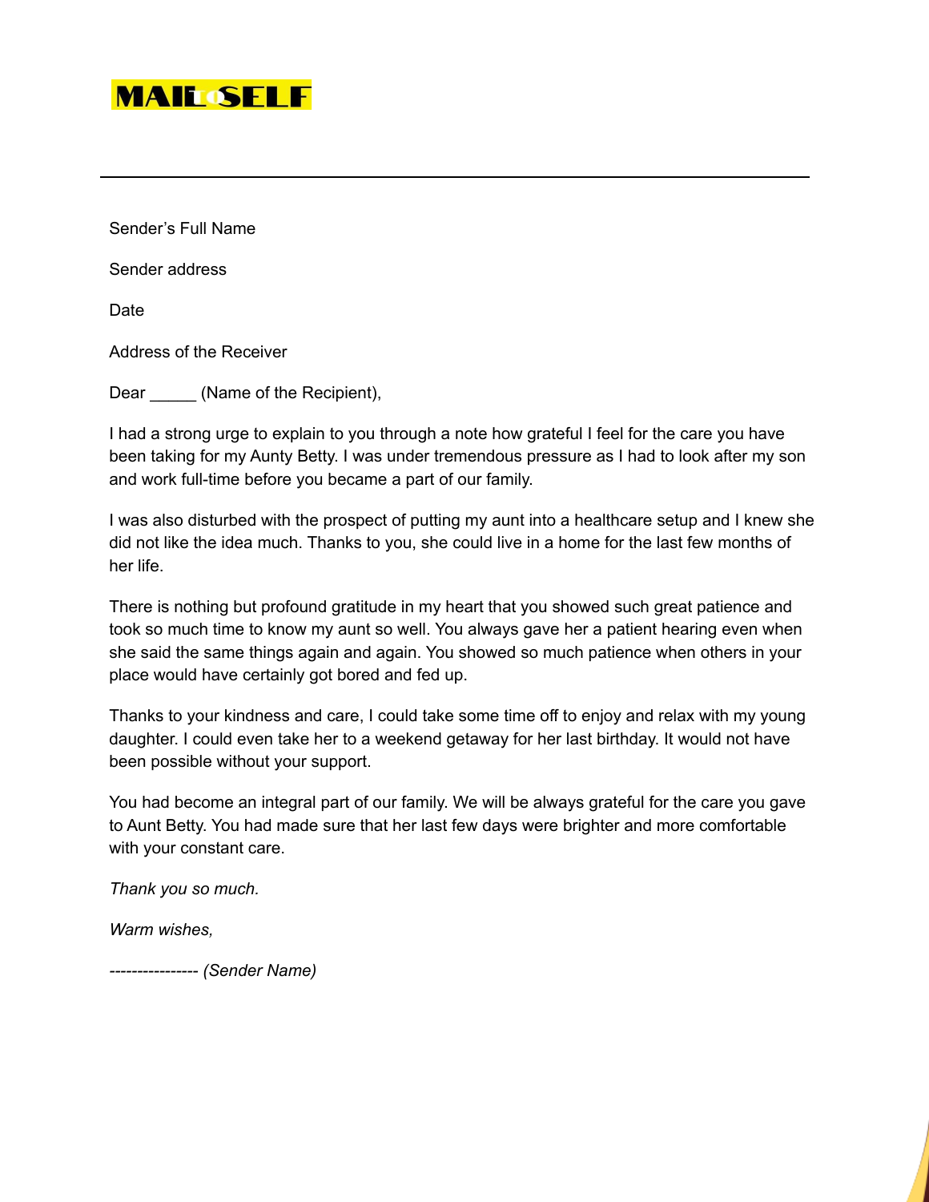MAILTOSELF

---

Sender's Full Name

Sender address

Date

Address of the Receiver

Dear _____ (Name of the Recipient),

I had a strong urge to explain to you through a note how grateful I feel for the care you have been taking for my Aunty Betty. I was under tremendous pressure as I had to look after my son and work full-time before you became a part of our family.

I was also disturbed with the prospect of putting my aunt into a healthcare setup and I knew she did not like the idea much. Thanks to you, she could live in a home for the last few months of her life.

There is nothing but profound gratitude in my heart that you showed such great patience and took so much time to know my aunt so well. You always gave her a patient hearing even when she said the same things again and again. You showed so much patience when others in your place would have certainly got bored and fed up.

Thanks to your kindness and care, I could take some time off to enjoy and relax with my young daughter. I could even take her to a weekend getaway for her last birthday. It would not have been possible without your support.

You had become an integral part of our family. We will be always grateful for the care you gave to Aunt Betty. You had made sure that her last few days were brighter and more comfortable with your constant care.

*Thank you so much.*

*Warm wishes,*

*---------------- (Sender Name)*